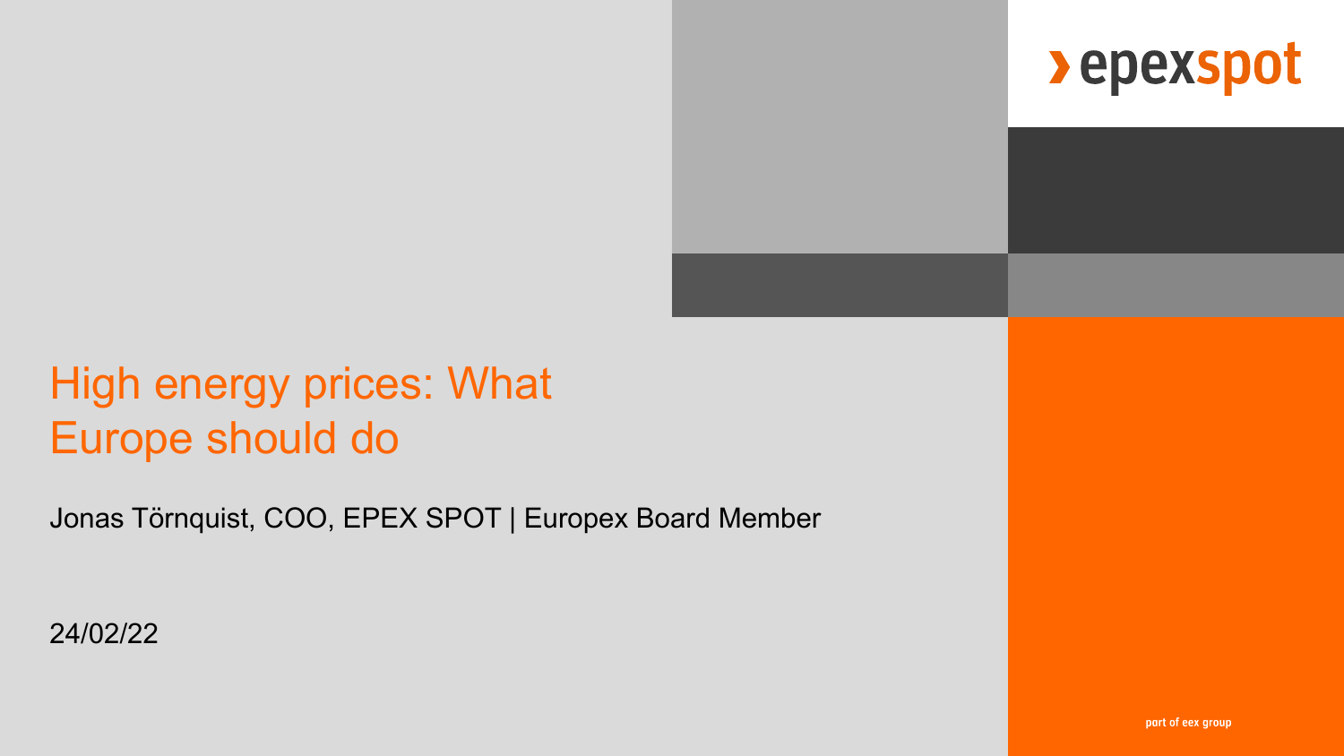# High energy prices: What Europe should do

Jonas Törnquist, COO, EPEX SPOT | Europex Board Member

24/02/22

epexspot

part of eex group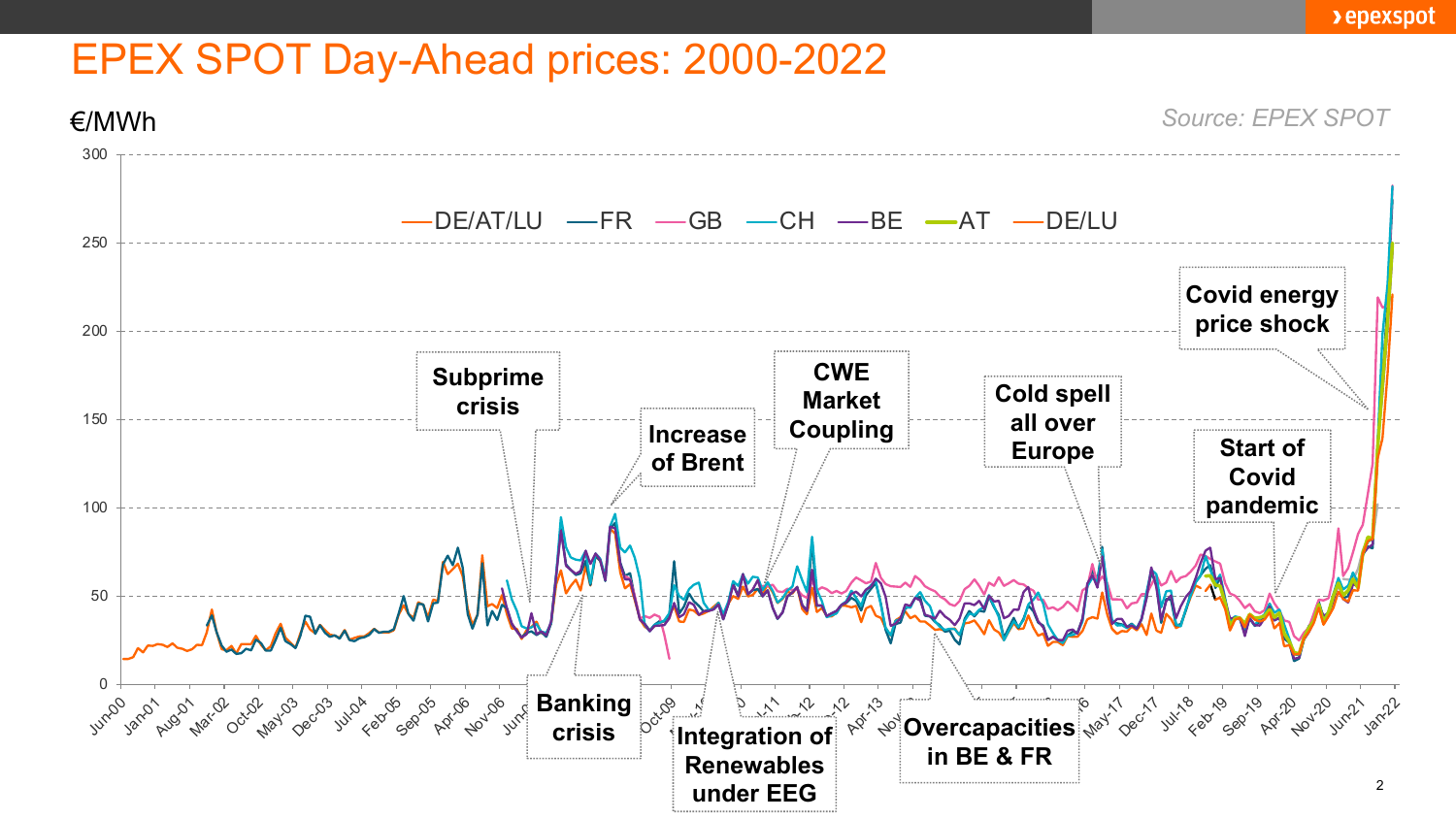# EPEX SPOT Day-Ahead prices: 2000-2022

€/MWh

*Source: EPEX SPOT*

Legend: DE/AT/LU, FR, GB, CH, BE, AT, DE/LU

Annotations: Subprime crisis; Increase of Brent; CWE Market Coupling; Cold spell all over Europe; Covid energy price shock; Start of Covid pandemic; Banking crisis; Integration of Renewables under EEG; Overcapacities in BE & FR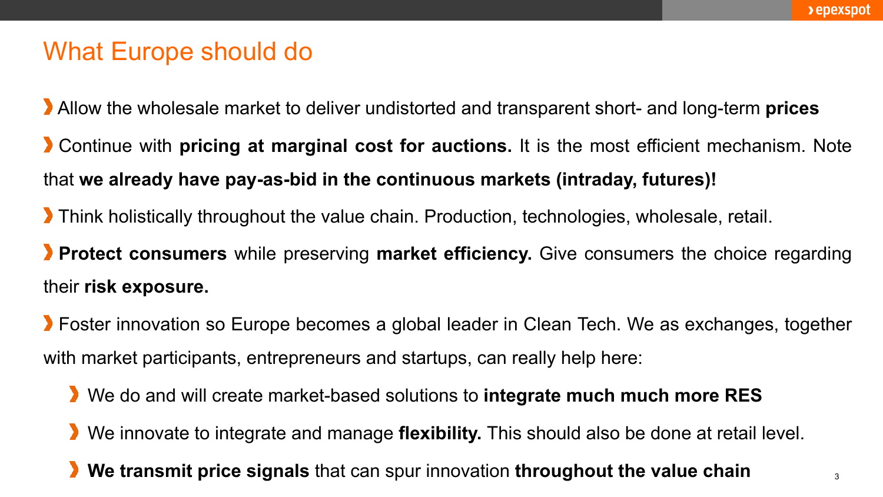# What Europe should do

- Allow the wholesale market to deliver undistorted and transparent short- and long-term **prices**
- Continue with **pricing at marginal cost for auctions.** It is the most efficient mechanism. Note that **we already have pay-as-bid in the continuous markets (intraday, futures)!**
- Think holistically throughout the value chain. Production, technologies, wholesale, retail.
- **Protect consumers** while preserving **market efficiency.** Give consumers the choice regarding their **risk exposure.**
- Foster innovation so Europe becomes a global leader in Clean Tech. We as exchanges, together with market participants, entrepreneurs and startups, can really help here:
  - We do and will create market-based solutions to **integrate much much more RES**
  - We innovate to integrate and manage **flexibility.** This should also be done at retail level.
  - **We transmit price signals** that can spur innovation **throughout the value chain**